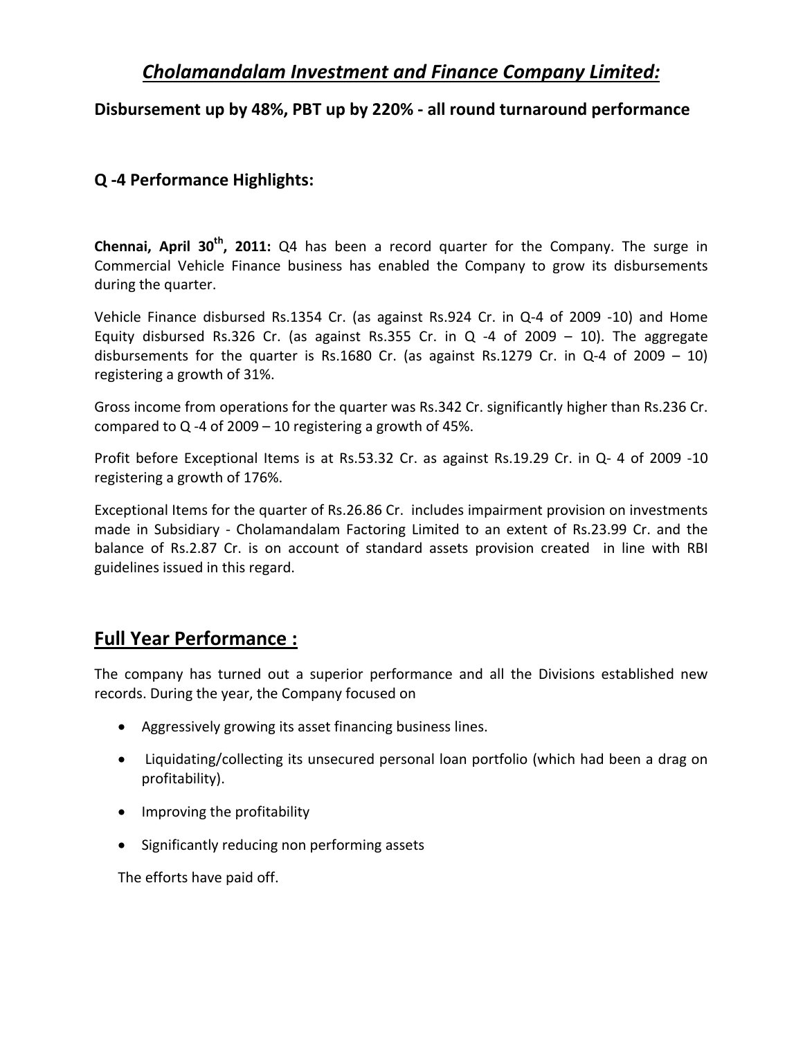# *Cholamandalam Investment and Finance Company Limited:*

### Disbursement up by 48%, PBT up by 220% - all round turnaround performance

### Q -4 Performance Highlights:

**Chennai, April 30th, 2011:** Q4 has been a record quarter for the Company. The surge in Commercial Vehicle Finance business has enabled the Company to grow its disbursements during the quarter.

Vehicle Finance disbursed Rs.1354 Cr. (as against Rs.924 Cr. in Q-4 of 2009 -10) and Home Equity disbursed Rs.326 Cr. (as against Rs.355 Cr. in Q -4 of 2009 – 10). The aggregate disbursements for the quarter is Rs.1680 Cr. (as against Rs.1279 Cr. in Q-4 of 2009 – 10) registering a growth of 31%.

Gross income from operations for the quarter was Rs.342 Cr. significantly higher than Rs.236 Cr. compared to Q -4 of 2009 – 10 registering a growth of 45%.

Profit before Exceptional Items is at Rs.53.32 Cr. as against Rs.19.29 Cr. in Q- 4 of 2009 -10 registering a growth of 176%.

Exceptional Items for the quarter of Rs.26.86 Cr. includes impairment provision on investments made in Subsidiary - Cholamandalam Factoring Limited to an extent of Rs.23.99 Cr. and the balance of Rs.2.87 Cr. is on account of standard assets provision created in line with RBI guidelines issued in this regard.

## Full Year Performance :

The company has turned out a superior performance and all the Divisions established new records. During the year, the Company focused on

- Aggressively growing its asset financing business lines.
- Liquidating/collecting its unsecured personal loan portfolio (which had been a drag on profitability).
- Improving the profitability
- Significantly reducing non performing assets

The efforts have paid off.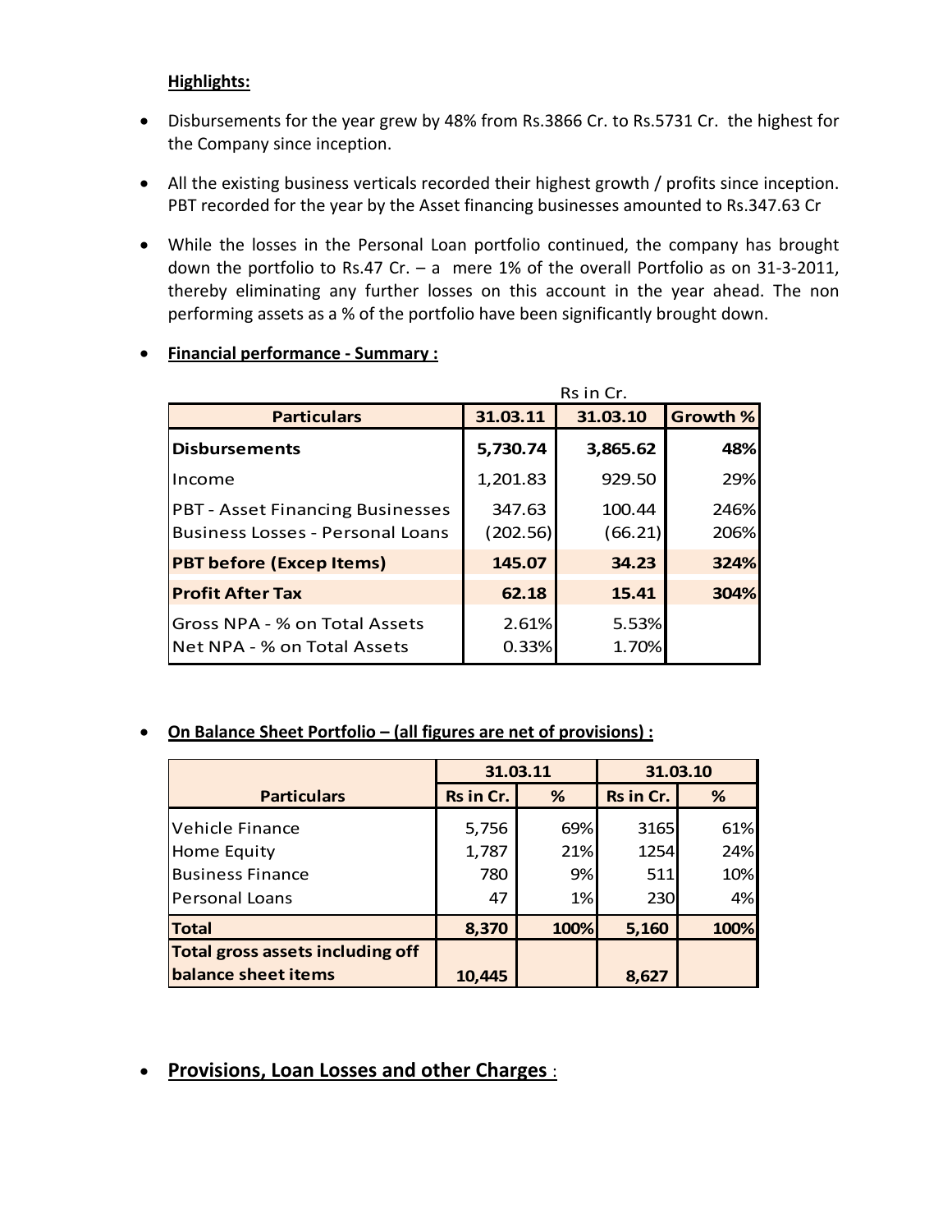**Highlights:**

- Disbursements for the year grew by 48% from Rs.3866 Cr. to Rs.5731 Cr. the highest for the Company since inception.

- All the existing business verticals recorded their highest growth / profits since inception. PBT recorded for the year by the Asset financing businesses amounted to Rs.347.63 Cr

- While the losses in the Personal Loan portfolio continued, the company has brought down the portfolio to Rs.47 Cr. – a mere 1% of the overall Portfolio as on 31-3-2011, thereby eliminating any further losses on this account in the year ahead. The non performing assets as a % of the portfolio have been significantly brought down.

- **Financial performance - Summary :**

Rs in Cr.

| Particulars | 31.03.11 | 31.03.10 | Growth % |
|---|---|---|---|
| **Disbursements** | **5,730.74** | **3,865.62** | **48%** |
| Income | 1,201.83 | 929.50 | 29% |
| PBT - Asset Financing Businesses | 347.63 | 100.44 | 246% |
| Business Losses - Personal Loans | (202.56) | (66.21) | 206% |
| **PBT before (Excep Items)** | **145.07** | **34.23** | **324%** |
| **Profit After Tax** | **62.18** | **15.41** | **304%** |
| Gross NPA - % on Total Assets | 2.61% | 5.53% | |
| Net NPA - % on Total Assets | 0.33% | 1.70% | |

- **On Balance Sheet Portfolio – (all figures are net of provisions) :**

| | 31.03.11 | | 31.03.10 | |
|---|---|---|---|---|
| **Particulars** | **Rs in Cr.** | **%** | **Rs in Cr.** | **%** |
| Vehicle Finance | 5,756 | 69% | 3165 | 61% |
| Home Equity | 1,787 | 21% | 1254 | 24% |
| Business Finance | 780 | 9% | 511 | 10% |
| Personal Loans | 47 | 1% | 230 | 4% |
| **Total** | **8,370** | **100%** | **5,160** | **100%** |
| **Total gross assets including off balance sheet items** | **10,445** | | **8,627** | |

- **Provisions, Loan Losses and other Charges :**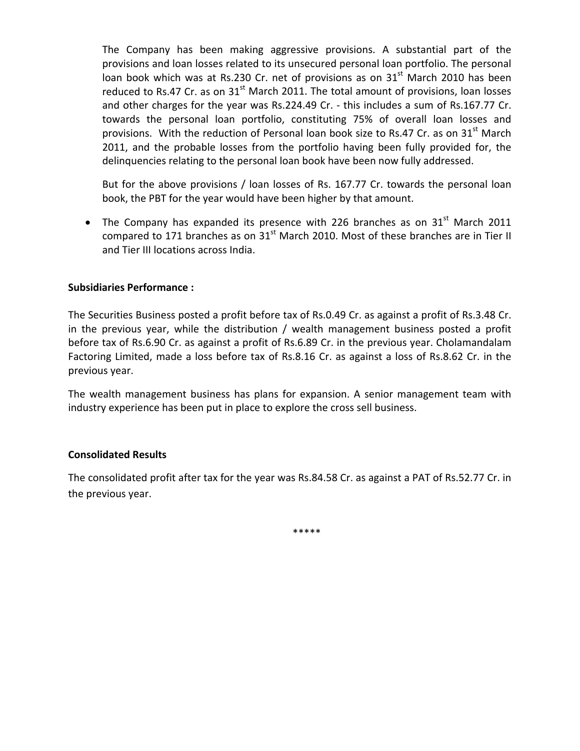The Company has been making aggressive provisions. A substantial part of the provisions and loan losses related to its unsecured personal loan portfolio. The personal loan book which was at Rs.230 Cr. net of provisions as on 31st March 2010 has been reduced to Rs.47 Cr. as on 31st March 2011. The total amount of provisions, loan losses and other charges for the year was Rs.224.49 Cr. - this includes a sum of Rs.167.77 Cr. towards the personal loan portfolio, constituting 75% of overall loan losses and provisions. With the reduction of Personal loan book size to Rs.47 Cr. as on 31st March 2011, and the probable losses from the portfolio having been fully provided for, the delinquencies relating to the personal loan book have been now fully addressed.

But for the above provisions / loan losses of Rs. 167.77 Cr. towards the personal loan book, the PBT for the year would have been higher by that amount.

- The Company has expanded its presence with 226 branches as on 31st March 2011 compared to 171 branches as on 31st March 2010. Most of these branches are in Tier II and Tier III locations across India.

**Subsidiaries Performance :**

The Securities Business posted a profit before tax of Rs.0.49 Cr. as against a profit of Rs.3.48 Cr. in the previous year, while the distribution / wealth management business posted a profit before tax of Rs.6.90 Cr. as against a profit of Rs.6.89 Cr. in the previous year. Cholamandalam Factoring Limited, made a loss before tax of Rs.8.16 Cr. as against a loss of Rs.8.62 Cr. in the previous year.

The wealth management business has plans for expansion. A senior management team with industry experience has been put in place to explore the cross sell business.

**Consolidated Results**

The consolidated profit after tax for the year was Rs.84.58 Cr. as against a PAT of Rs.52.77 Cr. in the previous year.

*****